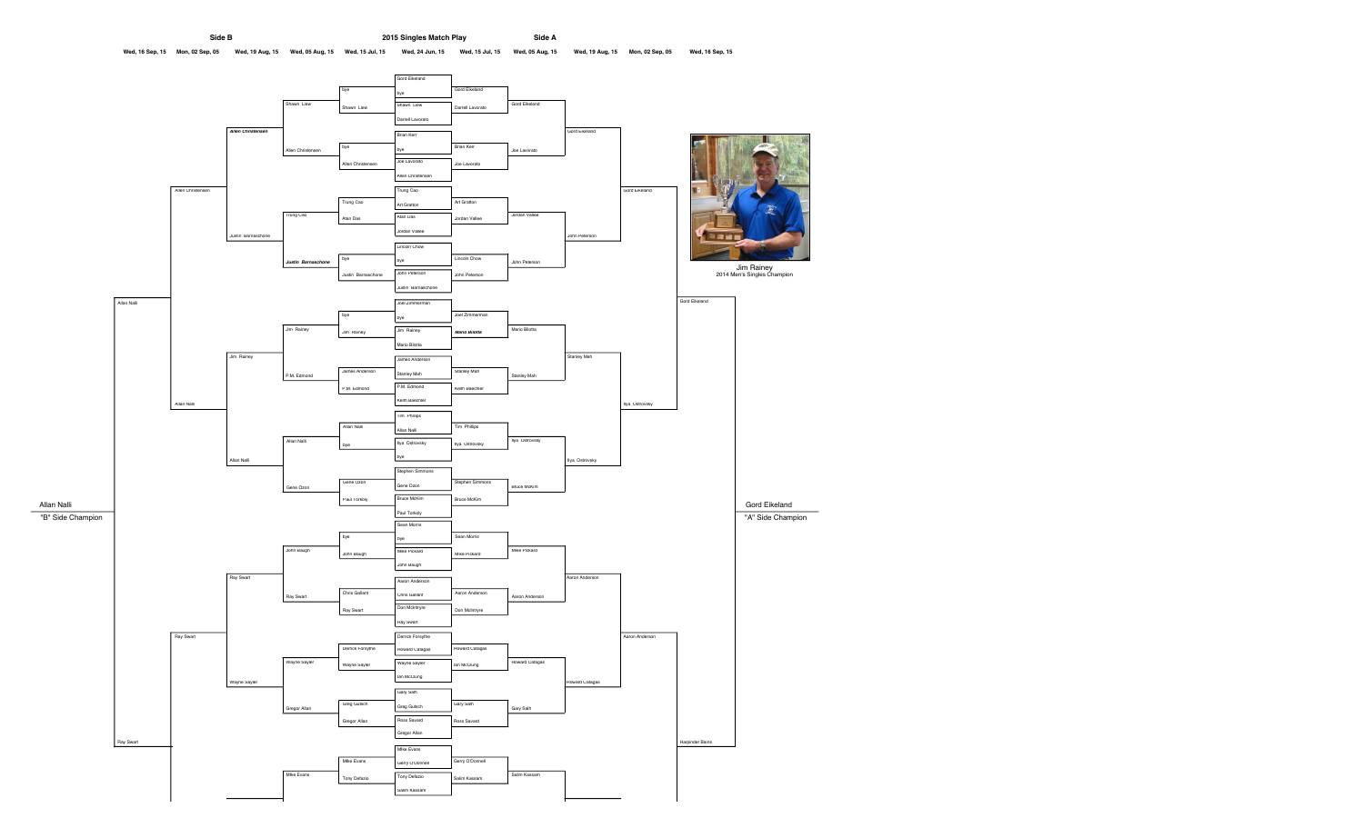# 2015 Singles Match Play

**Side B** | **Side A**

| Wed, 16 Sep, 15 | Mon, 02 Sep, 05 | Wed, 19 Aug, 15 | Wed, 05 Aug, 15 | Wed, 15 Jul, 15 | Wed, 24 Jun, 15 | Wed, 15 Jul, 15 | Wed, 05 Aug, 15 | Wed, 19 Aug, 15 | Mon, 02 Sep, 05 | Wed, 16 Sep, 15 |
|---|---|---|---|---|---|---|---|---|---|---|

## Wed, 24 Jun, 15 (First Round)

- Gord Eikeland vs bye
- Shawn Liew vs Darrell Lavorato
- Brian Kerr vs bye
- Joe Lavorato vs Allen Christensen
- Trung Cao vs Art Gratton
- Alan Dao vs Jordan Vallee
- Lincoln Chow vs bye
- John Peterson vs Justin Barnaschone
- Joel Zimmerman vs bye
- Jim Rainey vs Mario Bilotta
- James Anderson vs Stanley Mah
- P.M. Edmond vs Keith Beecher
- Tim Phillips vs Allan Nalli
- Ilya Ostrovsky vs bye
- Stephen Simmons vs Gene Dzon
- Bruce McKim vs Paul Tomoly
- Sean Morris vs bye
- Mike Pickard vs John Baugh
- Aaron Anderson vs Chris Gallant
- Don McIntyre vs Ray Swart
- Derrick Forsythe vs Howard Callagas
- Wayne Sayler vs Ian McClung
- Gary Salh vs Greg Gutsch
- Ross Savard vs Gregor Allan
- Mike Evans vs Gerry O'Donnell
- Tony Defazio vs Salim Kassam

## Side A

**Wed, 15 Jul, 15:** Gord Eikeland, Darrell Lavorato, Brian Kerr, Joe Lavorato, Art Gratton, Jordan Vallee, Lincoln Chow, John Peterson, Joel Zimmerman, *Mario Bilotta*, Stanley Mah, Keith Beecher, Tim Phillips, Ilya Ostrovsky, Stephen Simmons, Bruce McKim, Sean Morris, Mike Pickard, Aaron Anderson, Don McIntyre, Howard Callagas, Ian McClung, Gary Salh, Ross Savard, Gerry O'Donnell, Salim Kassam

**Wed, 05 Aug, 15:** Gord Eikeland, Joe Lavorato, Jordan Vallee, John Peterson, Mario Bilotta, Stanley Mah, Ilya Ostrovsky, Bruce McKim, Mike Pickard, Aaron Anderson, Howard Callagas, Gary Salh, Salim Kassam

**Wed, 19 Aug, 15:** Gord Eikeland, John Peterson, Stanley Mah, Ilya Ostrovsky, Aaron Anderson, Howard Callagas

**Mon, 02 Sep, 05:** Gord Eikeland, Ilya Ostrovsky, Aaron Anderson

**Wed, 16 Sep, 15:** Gord Eikeland, Harpinder Bains

**Gord Eikeland**
"A" Side Champion

## Side B

**Wed, 15 Jul, 15:** bye, Shawn Liew, bye, Allen Christensen, Trung Cao, Alan Dao, bye, Justin Barnaschone, bye, Jim Rainey, James Anderson, P.M. Edmond, Allan Nalli, bye, Gene Dzon, Paul Tomoly, bye, John Baugh, Chris Gallant, Ray Swart, Derrick Forsythe, Wayne Sayler, Greg Gutsch, Gregor Allan, Mike Evans, Tony Defazio

**Wed, 05 Aug, 15:** Shawn Liew, Allen Christensen, Trung Cao, *Justin Barnaschone*, Jim Rainey, P.M. Edmond, Allan Nalli, Gene Dzon, John Baugh, Ray Swart, Wayne Sayler, Gregor Allan, Mike Evans

**Wed, 19 Aug, 15:** *Allen Christensen*, Justin Barnaschone, Jim Rainey, Allan Nalli, Ray Swart, Wayne Sayler

**Mon, 02 Sep, 05:** Allen Christensen, Allan Nalli, Ray Swart

**Wed, 16 Sep, 15:** Allan Nalli, Ray Swart

**Allan Nalli**
"B" Side Champion

Jim Rainey
2014 Men's Singles Champion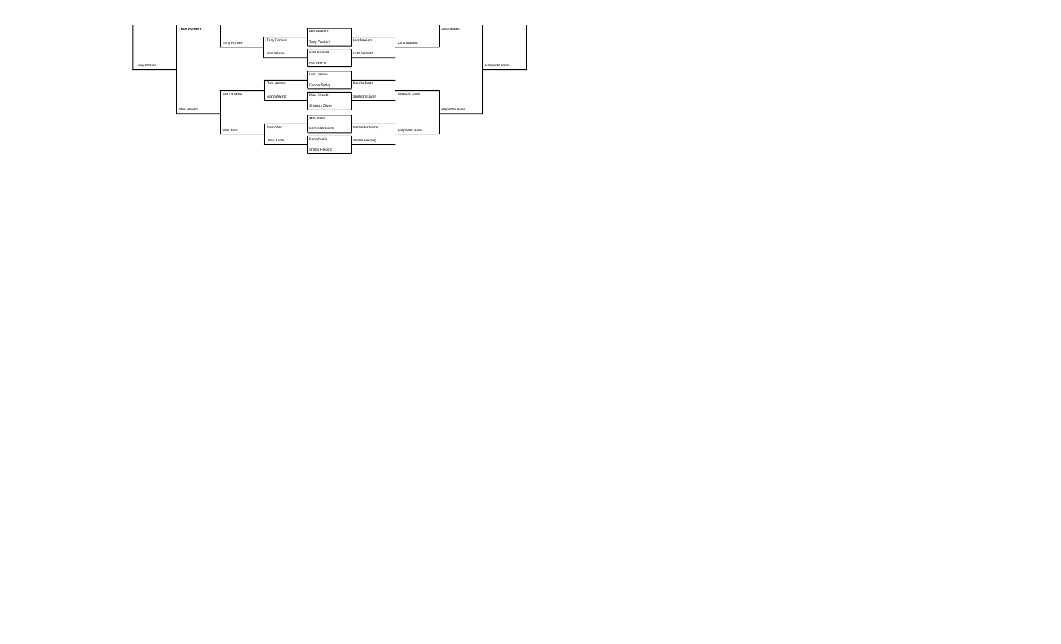Tony Pontieri

Len Soulière

Clint Neufeld

Tony Pontieri

Tony Pontieri

Tony Pontieri

Len Soulière

Clint Neufeld

Rod Melnyk

Clint Neufeld

Clint Neufeld

Rod Melnyk

Tony Pontieri

Harpinder Bains

Rick James

Rick James

Dannis Sadiq

Dannis Sadiq

Stan Shwetz

Stan Shwetz

Stan Shwetz

Sheldon Oliver

Sheldon Oliver

Sheldon Oliver

Stan Shwetz

Harpinder Bains

Wes Alton

Wes Alton

Harpinder Bains

Harpinder Bains

Wes Alton

Harpinder Bains

Dana Kuzik

Dana Kuzik

Shane Fielding

Shane Fielding